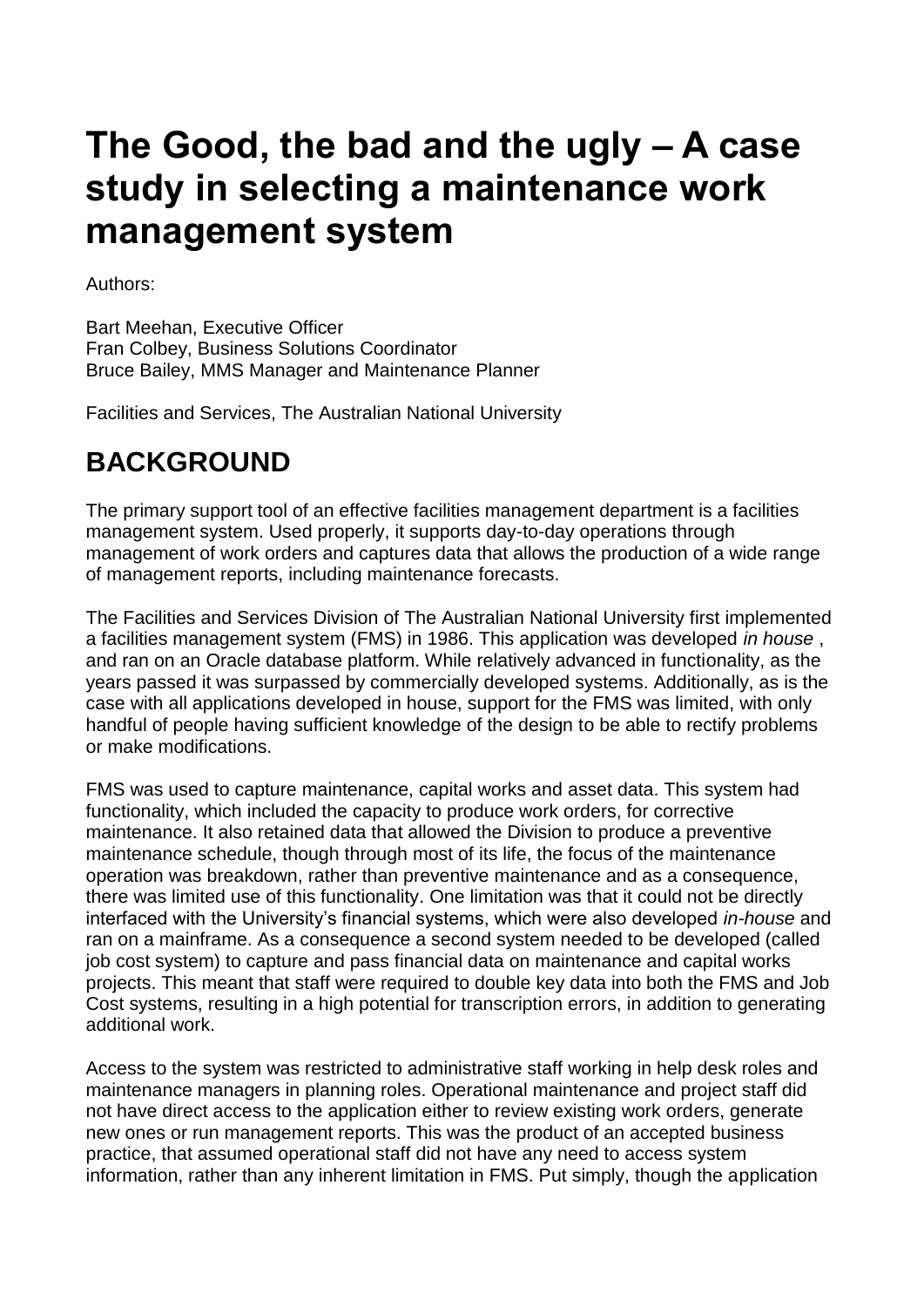# The Good, the bad and the ugly – A case study in selecting a maintenance work management system

Authors:

Bart Meehan, Executive Officer
Fran Colbey, Business Solutions Coordinator
Bruce Bailey, MMS Manager and Maintenance Planner

Facilities and Services, The Australian National University

## BACKGROUND

The primary support tool of an effective facilities management department is a facilities management system. Used properly, it supports day-to-day operations through management of work orders and captures data that allows the production of a wide range of management reports, including maintenance forecasts.

The Facilities and Services Division of The Australian National University first implemented a facilities management system (FMS) in 1986. This application was developed *in house* , and ran on an Oracle database platform. While relatively advanced in functionality, as the years passed it was surpassed by commercially developed systems. Additionally, as is the case with all applications developed in house, support for the FMS was limited, with only handful of people having sufficient knowledge of the design to be able to rectify problems or make modifications.

FMS was used to capture maintenance, capital works and asset data. This system had functionality, which included the capacity to produce work orders, for corrective maintenance. It also retained data that allowed the Division to produce a preventive maintenance schedule, though through most of its life, the focus of the maintenance operation was breakdown, rather than preventive maintenance and as a consequence, there was limited use of this functionality. One limitation was that it could not be directly interfaced with the University's financial systems, which were also developed *in-house* and ran on a mainframe. As a consequence a second system needed to be developed (called job cost system) to capture and pass financial data on maintenance and capital works projects. This meant that staff were required to double key data into both the FMS and Job Cost systems, resulting in a high potential for transcription errors, in addition to generating additional work.

Access to the system was restricted to administrative staff working in help desk roles and maintenance managers in planning roles. Operational maintenance and project staff did not have direct access to the application either to review existing work orders, generate new ones or run management reports. This was the product of an accepted business practice, that assumed operational staff did not have any need to access system information, rather than any inherent limitation in FMS. Put simply, though the application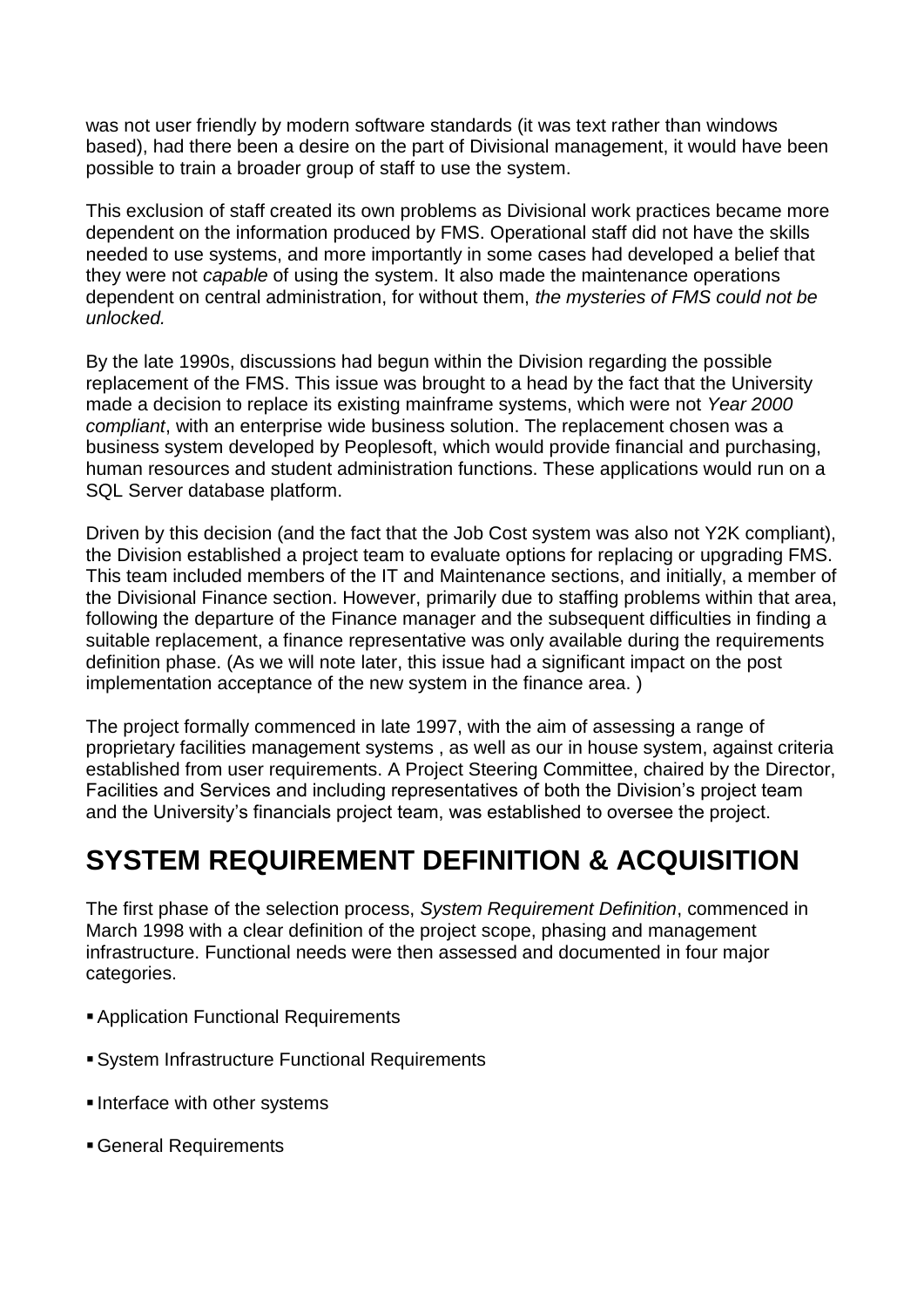was not user friendly by modern software standards (it was text rather than windows based), had there been a desire on the part of Divisional management, it would have been possible to train a broader group of staff to use the system.

This exclusion of staff created its own problems as Divisional work practices became more dependent on the information produced by FMS. Operational staff did not have the skills needed to use systems, and more importantly in some cases had developed a belief that they were not *capable* of using the system. It also made the maintenance operations dependent on central administration, for without them, *the mysteries of FMS could not be unlocked.*

By the late 1990s, discussions had begun within the Division regarding the possible replacement of the FMS. This issue was brought to a head by the fact that the University made a decision to replace its existing mainframe systems, which were not *Year 2000 compliant*, with an enterprise wide business solution. The replacement chosen was a business system developed by Peoplesoft, which would provide financial and purchasing, human resources and student administration functions. These applications would run on a SQL Server database platform.

Driven by this decision (and the fact that the Job Cost system was also not Y2K compliant), the Division established a project team to evaluate options for replacing or upgrading FMS. This team included members of the IT and Maintenance sections, and initially, a member of the Divisional Finance section. However, primarily due to staffing problems within that area, following the departure of the Finance manager and the subsequent difficulties in finding a suitable replacement, a finance representative was only available during the requirements definition phase. (As we will note later, this issue had a significant impact on the post implementation acceptance of the new system in the finance area. )

The project formally commenced in late 1997, with the aim of assessing a range of proprietary facilities management systems , as well as our in house system, against criteria established from user requirements. A Project Steering Committee, chaired by the Director, Facilities and Services and including representatives of both the Division's project team and the University's financials project team, was established to oversee the project.

# SYSTEM REQUIREMENT DEFINITION & ACQUISITION

The first phase of the selection process, *System Requirement Definition*, commenced in March 1998 with a clear definition of the project scope, phasing and management infrastructure. Functional needs were then assessed and documented in four major categories.

- Application Functional Requirements
- System Infrastructure Functional Requirements
- Interface with other systems
- General Requirements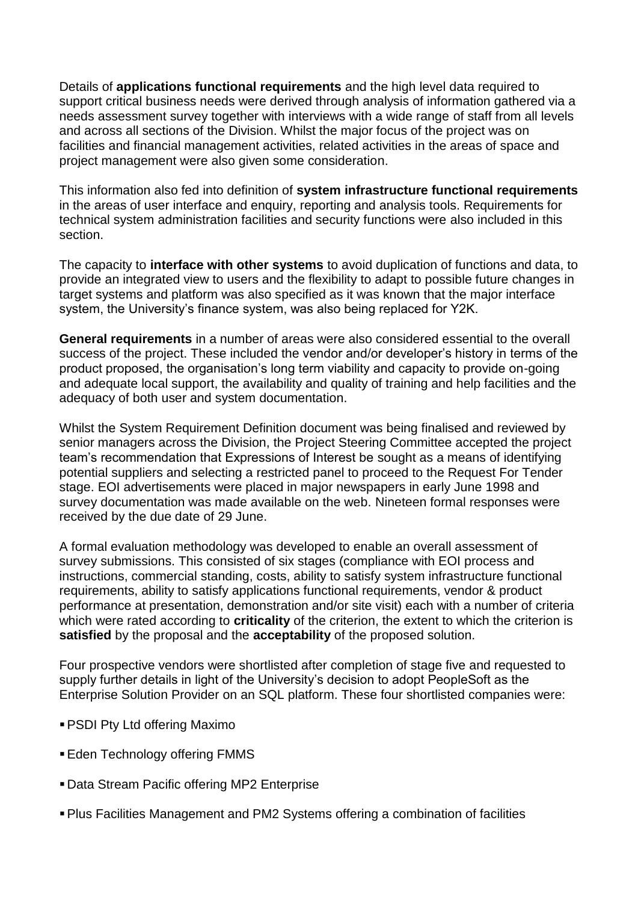Details of **applications functional requirements** and the high level data required to support critical business needs were derived through analysis of information gathered via a needs assessment survey together with interviews with a wide range of staff from all levels and across all sections of the Division. Whilst the major focus of the project was on facilities and financial management activities, related activities in the areas of space and project management were also given some consideration.

This information also fed into definition of **system infrastructure functional requirements** in the areas of user interface and enquiry, reporting and analysis tools. Requirements for technical system administration facilities and security functions were also included in this section.

The capacity to **interface with other systems** to avoid duplication of functions and data, to provide an integrated view to users and the flexibility to adapt to possible future changes in target systems and platform was also specified as it was known that the major interface system, the University's finance system, was also being replaced for Y2K.

**General requirements** in a number of areas were also considered essential to the overall success of the project. These included the vendor and/or developer's history in terms of the product proposed, the organisation's long term viability and capacity to provide on-going and adequate local support, the availability and quality of training and help facilities and the adequacy of both user and system documentation.

Whilst the System Requirement Definition document was being finalised and reviewed by senior managers across the Division, the Project Steering Committee accepted the project team's recommendation that Expressions of Interest be sought as a means of identifying potential suppliers and selecting a restricted panel to proceed to the Request For Tender stage. EOI advertisements were placed in major newspapers in early June 1998 and survey documentation was made available on the web. Nineteen formal responses were received by the due date of 29 June.

A formal evaluation methodology was developed to enable an overall assessment of survey submissions. This consisted of six stages (compliance with EOI process and instructions, commercial standing, costs, ability to satisfy system infrastructure functional requirements, ability to satisfy applications functional requirements, vendor & product performance at presentation, demonstration and/or site visit) each with a number of criteria which were rated according to **criticality** of the criterion, the extent to which the criterion is **satisfied** by the proposal and the **acceptability** of the proposed solution.

Four prospective vendors were shortlisted after completion of stage five and requested to supply further details in light of the University's decision to adopt PeopleSoft as the Enterprise Solution Provider on an SQL platform. These four shortlisted companies were:

- PSDI Pty Ltd offering Maximo
- Eden Technology offering FMMS
- Data Stream Pacific offering MP2 Enterprise
- Plus Facilities Management and PM2 Systems offering a combination of facilities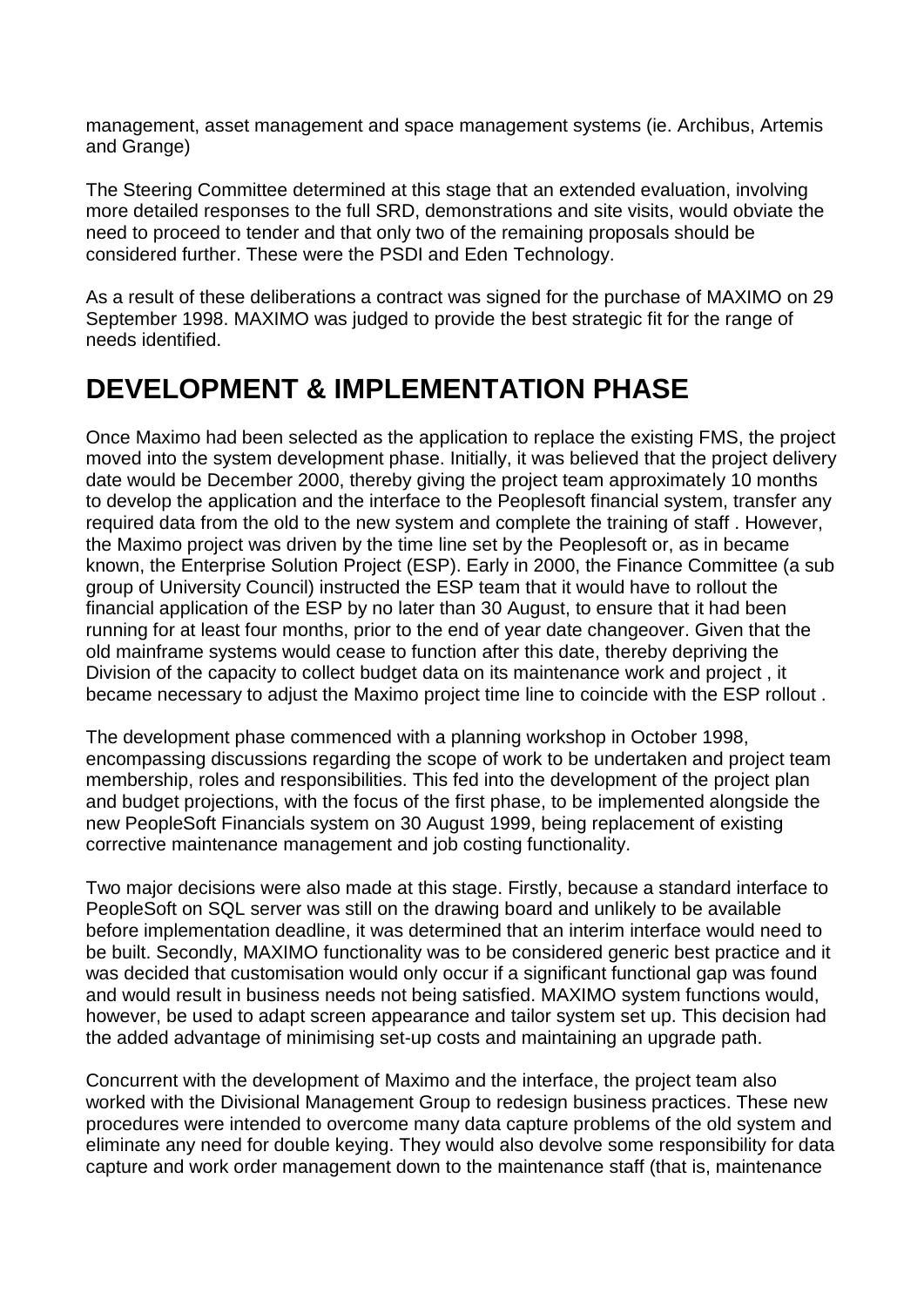management, asset management and space management systems (ie. Archibus, Artemis and Grange)

The Steering Committee determined at this stage that an extended evaluation, involving more detailed responses to the full SRD, demonstrations and site visits, would obviate the need to proceed to tender and that only two of the remaining proposals should be considered further. These were the PSDI and Eden Technology.

As a result of these deliberations a contract was signed for the purchase of MAXIMO on 29 September 1998. MAXIMO was judged to provide the best strategic fit for the range of needs identified.

# DEVELOPMENT & IMPLEMENTATION PHASE

Once Maximo had been selected as the application to replace the existing FMS, the project moved into the system development phase. Initially, it was believed that the project delivery date would be December 2000, thereby giving the project team approximately 10 months to develop the application and the interface to the Peoplesoft financial system, transfer any required data from the old to the new system and complete the training of staff . However, the Maximo project was driven by the time line set by the Peoplesoft or, as in became known, the Enterprise Solution Project (ESP). Early in 2000, the Finance Committee (a sub group of University Council) instructed the ESP team that it would have to rollout the financial application of the ESP by no later than 30 August, to ensure that it had been running for at least four months, prior to the end of year date changeover. Given that the old mainframe systems would cease to function after this date, thereby depriving the Division of the capacity to collect budget data on its maintenance work and project , it became necessary to adjust the Maximo project time line to coincide with the ESP rollout .

The development phase commenced with a planning workshop in October 1998, encompassing discussions regarding the scope of work to be undertaken and project team membership, roles and responsibilities. This fed into the development of the project plan and budget projections, with the focus of the first phase, to be implemented alongside the new PeopleSoft Financials system on 30 August 1999, being replacement of existing corrective maintenance management and job costing functionality.

Two major decisions were also made at this stage. Firstly, because a standard interface to PeopleSoft on SQL server was still on the drawing board and unlikely to be available before implementation deadline, it was determined that an interim interface would need to be built. Secondly, MAXIMO functionality was to be considered generic best practice and it was decided that customisation would only occur if a significant functional gap was found and would result in business needs not being satisfied. MAXIMO system functions would, however, be used to adapt screen appearance and tailor system set up. This decision had the added advantage of minimising set-up costs and maintaining an upgrade path.

Concurrent with the development of Maximo and the interface, the project team also worked with the Divisional Management Group to redesign business practices. These new procedures were intended to overcome many data capture problems of the old system and eliminate any need for double keying. They would also devolve some responsibility for data capture and work order management down to the maintenance staff (that is, maintenance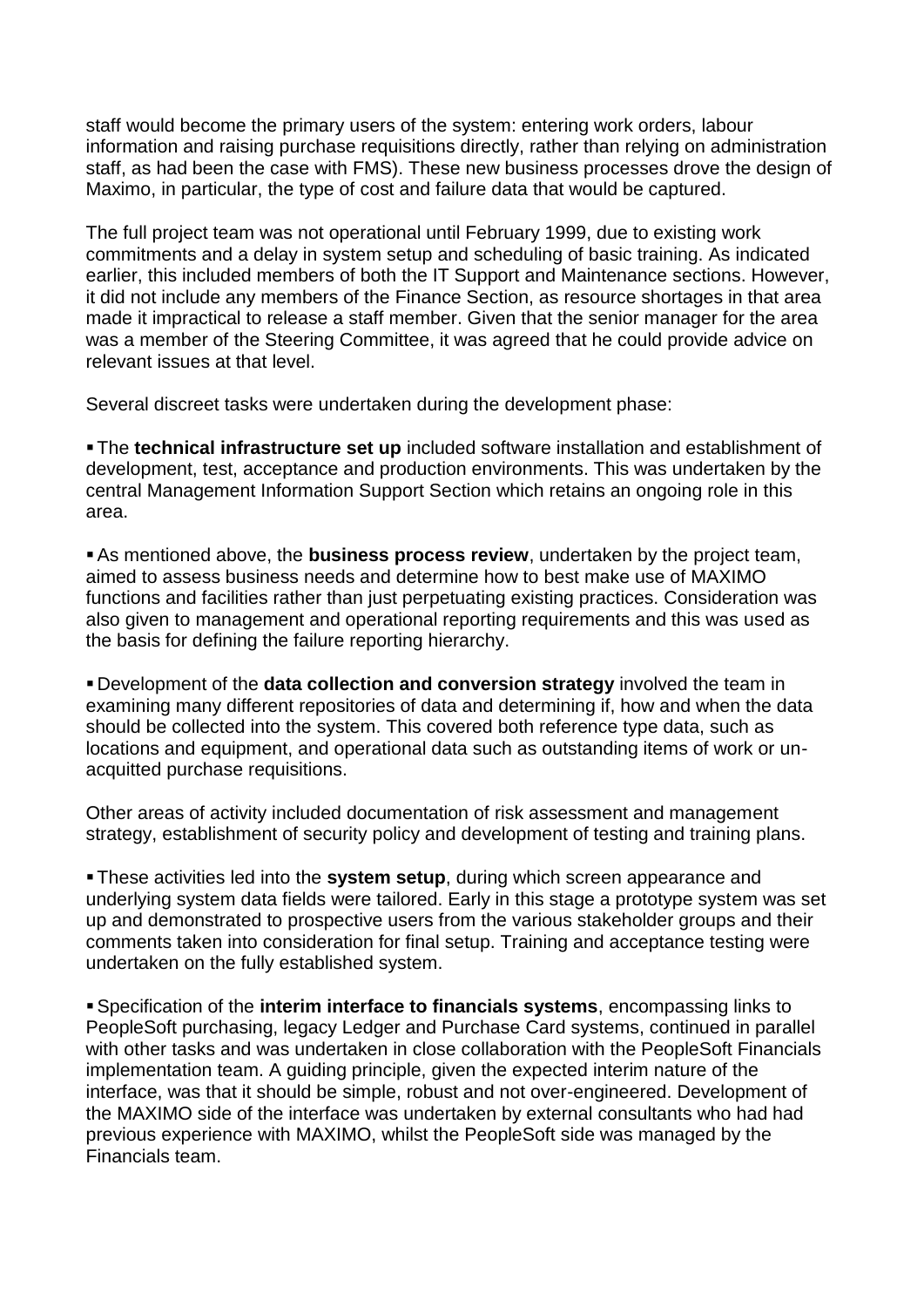staff would become the primary users of the system: entering work orders, labour information and raising purchase requisitions directly, rather than relying on administration staff, as had been the case with FMS). These new business processes drove the design of Maximo, in particular, the type of cost and failure data that would be captured.

The full project team was not operational until February 1999, due to existing work commitments and a delay in system setup and scheduling of basic training. As indicated earlier, this included members of both the IT Support and Maintenance sections. However, it did not include any members of the Finance Section, as resource shortages in that area made it impractical to release a staff member. Given that the senior manager for the area was a member of the Steering Committee, it was agreed that he could provide advice on relevant issues at that level.

Several discreet tasks were undertaken during the development phase:

- The **technical infrastructure set up** included software installation and establishment of development, test, acceptance and production environments. This was undertaken by the central Management Information Support Section which retains an ongoing role in this area.

- As mentioned above, the **business process review**, undertaken by the project team, aimed to assess business needs and determine how to best make use of MAXIMO functions and facilities rather than just perpetuating existing practices. Consideration was also given to management and operational reporting requirements and this was used as the basis for defining the failure reporting hierarchy.

- Development of the **data collection and conversion strategy** involved the team in examining many different repositories of data and determining if, how and when the data should be collected into the system. This covered both reference type data, such as locations and equipment, and operational data such as outstanding items of work or un-acquitted purchase requisitions.

Other areas of activity included documentation of risk assessment and management strategy, establishment of security policy and development of testing and training plans.

- These activities led into the **system setup**, during which screen appearance and underlying system data fields were tailored. Early in this stage a prototype system was set up and demonstrated to prospective users from the various stakeholder groups and their comments taken into consideration for final setup. Training and acceptance testing were undertaken on the fully established system.

- Specification of the **interim interface to financials systems**, encompassing links to PeopleSoft purchasing, legacy Ledger and Purchase Card systems, continued in parallel with other tasks and was undertaken in close collaboration with the PeopleSoft Financials implementation team. A guiding principle, given the expected interim nature of the interface, was that it should be simple, robust and not over-engineered. Development of the MAXIMO side of the interface was undertaken by external consultants who had had previous experience with MAXIMO, whilst the PeopleSoft side was managed by the Financials team.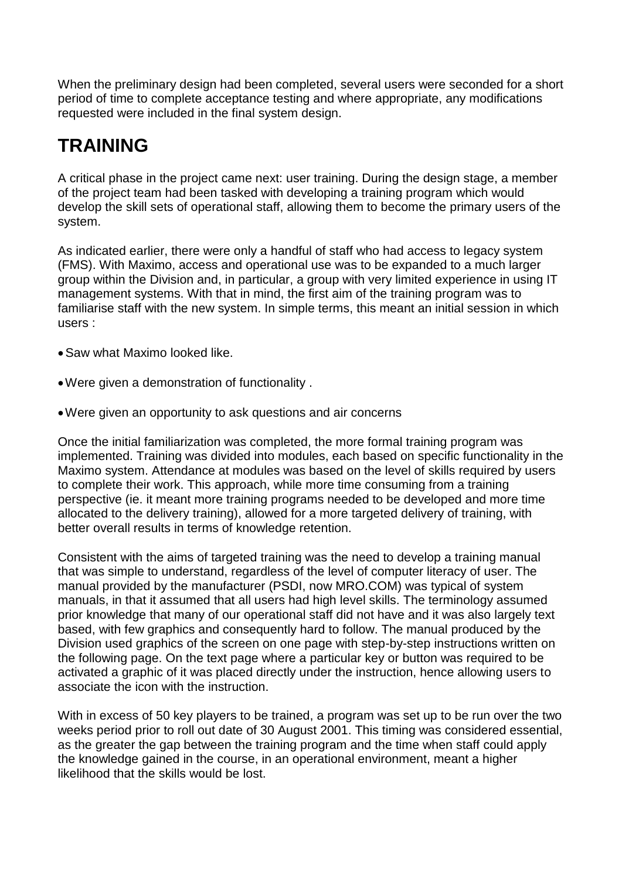When the preliminary design had been completed, several users were seconded for a short period of time to complete acceptance testing and where appropriate, any modifications requested were included in the final system design.

## TRAINING

A critical phase in the project came next: user training. During the design stage, a member of the project team had been tasked with developing a training program which would develop the skill sets of operational staff, allowing them to become the primary users of the system.

As indicated earlier, there were only a handful of staff who had access to legacy system (FMS). With Maximo, access and operational use was to be expanded to a much larger group within the Division and, in particular, a group with very limited experience in using IT management systems. With that in mind, the first aim of the training program was to familiarise staff with the new system. In simple terms, this meant an initial session in which users :

- Saw what Maximo looked like.
- Were given a demonstration of functionality .
- Were given an opportunity to ask questions and air concerns

Once the initial familiarization was completed, the more formal training program was implemented. Training was divided into modules, each based on specific functionality in the Maximo system. Attendance at modules was based on the level of skills required by users to complete their work. This approach, while more time consuming from a training perspective (ie. it meant more training programs needed to be developed and more time allocated to the delivery training), allowed for a more targeted delivery of training, with better overall results in terms of knowledge retention.

Consistent with the aims of targeted training was the need to develop a training manual that was simple to understand, regardless of the level of computer literacy of user. The manual provided by the manufacturer (PSDI, now MRO.COM) was typical of system manuals, in that it assumed that all users had high level skills. The terminology assumed prior knowledge that many of our operational staff did not have and it was also largely text based, with few graphics and consequently hard to follow. The manual produced by the Division used graphics of the screen on one page with step-by-step instructions written on the following page. On the text page where a particular key or button was required to be activated a graphic of it was placed directly under the instruction, hence allowing users to associate the icon with the instruction.

With in excess of 50 key players to be trained, a program was set up to be run over the two weeks period prior to roll out date of 30 August 2001. This timing was considered essential, as the greater the gap between the training program and the time when staff could apply the knowledge gained in the course, in an operational environment, meant a higher likelihood that the skills would be lost.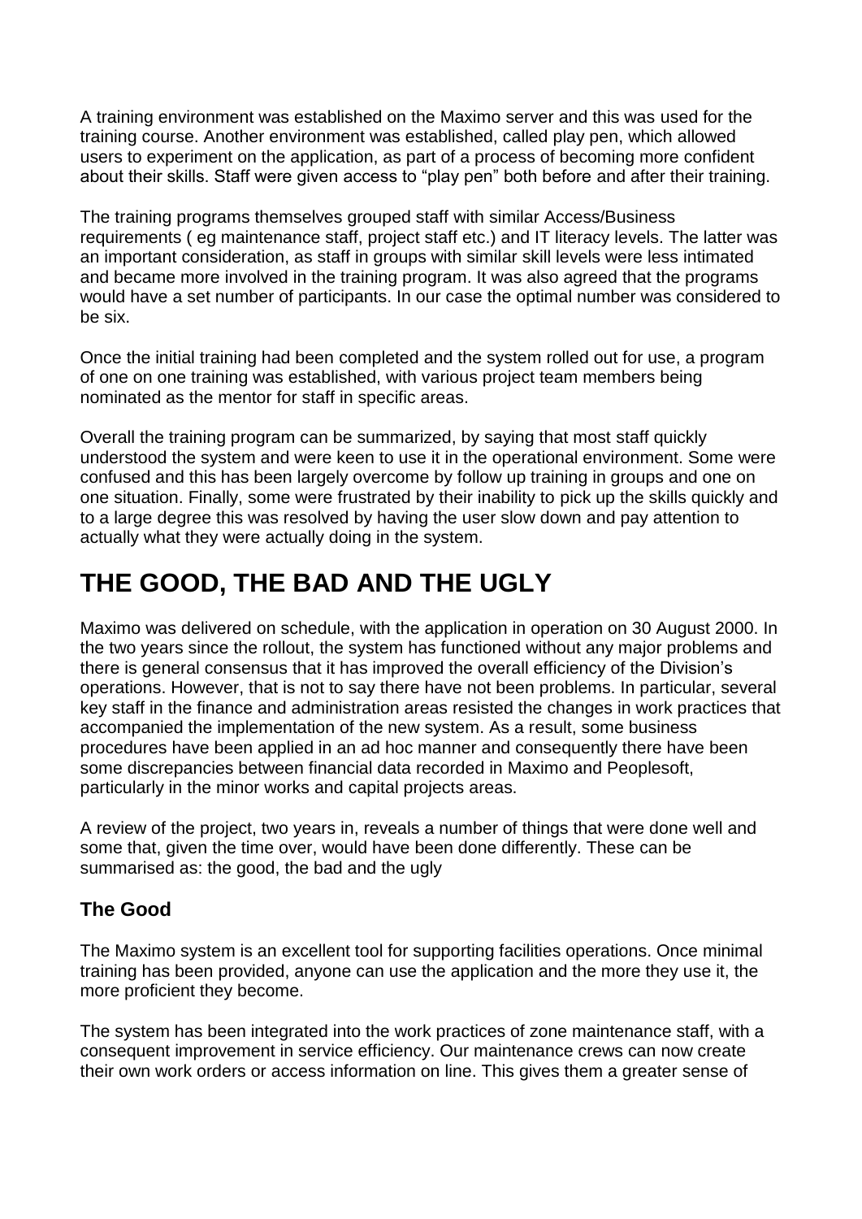A training environment was established on the Maximo server and this was used for the training course. Another environment was established, called play pen, which allowed users to experiment on the application, as part of a process of becoming more confident about their skills. Staff were given access to "play pen" both before and after their training.

The training programs themselves grouped staff with similar Access/Business requirements ( eg maintenance staff, project staff etc.) and IT literacy levels. The latter was an important consideration, as staff in groups with similar skill levels were less intimated and became more involved in the training program. It was also agreed that the programs would have a set number of participants. In our case the optimal number was considered to be six.

Once the initial training had been completed and the system rolled out for use, a program of one on one training was established, with various project team members being nominated as the mentor for staff in specific areas.

Overall the training program can be summarized, by saying that most staff quickly understood the system and were keen to use it in the operational environment. Some were confused and this has been largely overcome by follow up training in groups and one on one situation. Finally, some were frustrated by their inability to pick up the skills quickly and to a large degree this was resolved by having the user slow down and pay attention to actually what they were actually doing in the system.

# THE GOOD, THE BAD AND THE UGLY

Maximo was delivered on schedule, with the application in operation on 30 August 2000. In the two years since the rollout, the system has functioned without any major problems and there is general consensus that it has improved the overall efficiency of the Division's operations. However, that is not to say there have not been problems. In particular, several key staff in the finance and administration areas resisted the changes in work practices that accompanied the implementation of the new system. As a result, some business procedures have been applied in an ad hoc manner and consequently there have been some discrepancies between financial data recorded in Maximo and Peoplesoft, particularly in the minor works and capital projects areas.

A review of the project, two years in, reveals a number of things that were done well and some that, given the time over, would have been done differently. These can be summarised as: the good, the bad and the ugly

## The Good

The Maximo system is an excellent tool for supporting facilities operations. Once minimal training has been provided, anyone can use the application and the more they use it, the more proficient they become.

The system has been integrated into the work practices of zone maintenance staff, with a consequent improvement in service efficiency. Our maintenance crews can now create their own work orders or access information on line. This gives them a greater sense of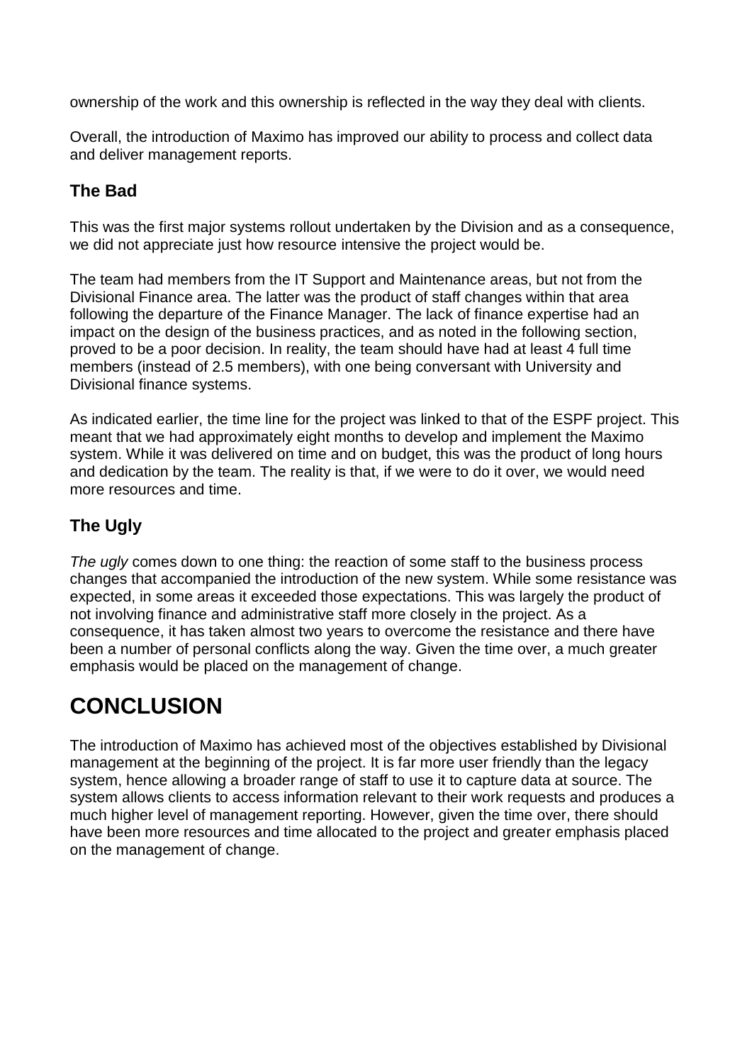ownership of the work and this ownership is reflected in the way they deal with clients.

Overall, the introduction of Maximo has improved our ability to process and collect data and deliver management reports.

### The Bad

This was the first major systems rollout undertaken by the Division and as a consequence, we did not appreciate just how resource intensive the project would be.

The team had members from the IT Support and Maintenance areas, but not from the Divisional Finance area. The latter was the product of staff changes within that area following the departure of the Finance Manager. The lack of finance expertise had an impact on the design of the business practices, and as noted in the following section, proved to be a poor decision. In reality, the team should have had at least 4 full time members (instead of 2.5 members), with one being conversant with University and Divisional finance systems.

As indicated earlier, the time line for the project was linked to that of the ESPF project. This meant that we had approximately eight months to develop and implement the Maximo system. While it was delivered on time and on budget, this was the product of long hours and dedication by the team. The reality is that, if we were to do it over, we would need more resources and time.

### The Ugly

*The ugly* comes down to one thing: the reaction of some staff to the business process changes that accompanied the introduction of the new system. While some resistance was expected, in some areas it exceeded those expectations. This was largely the product of not involving finance and administrative staff more closely in the project. As a consequence, it has taken almost two years to overcome the resistance and there have been a number of personal conflicts along the way. Given the time over, a much greater emphasis would be placed on the management of change.

## CONCLUSION

The introduction of Maximo has achieved most of the objectives established by Divisional management at the beginning of the project. It is far more user friendly than the legacy system, hence allowing a broader range of staff to use it to capture data at source. The system allows clients to access information relevant to their work requests and produces a much higher level of management reporting. However, given the time over, there should have been more resources and time allocated to the project and greater emphasis placed on the management of change.